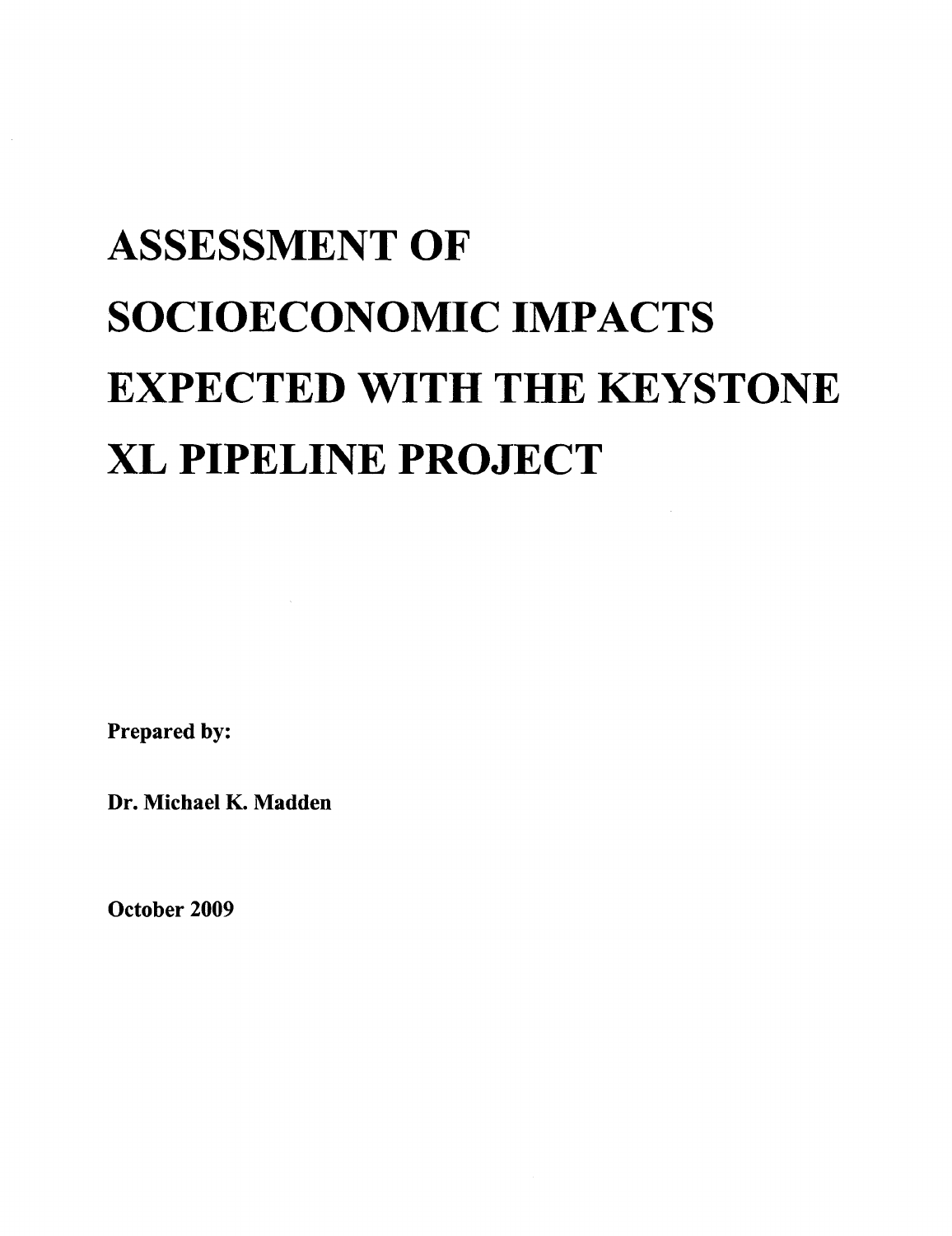# ASSESSMENT OF SOCIOECONOMIC IMPACTS EXPECTED WITH THE KEYSTONE XL PIPELINE PROJECT

**Prepared by:**

**Dr. Michael K. Madden**

**October 2009**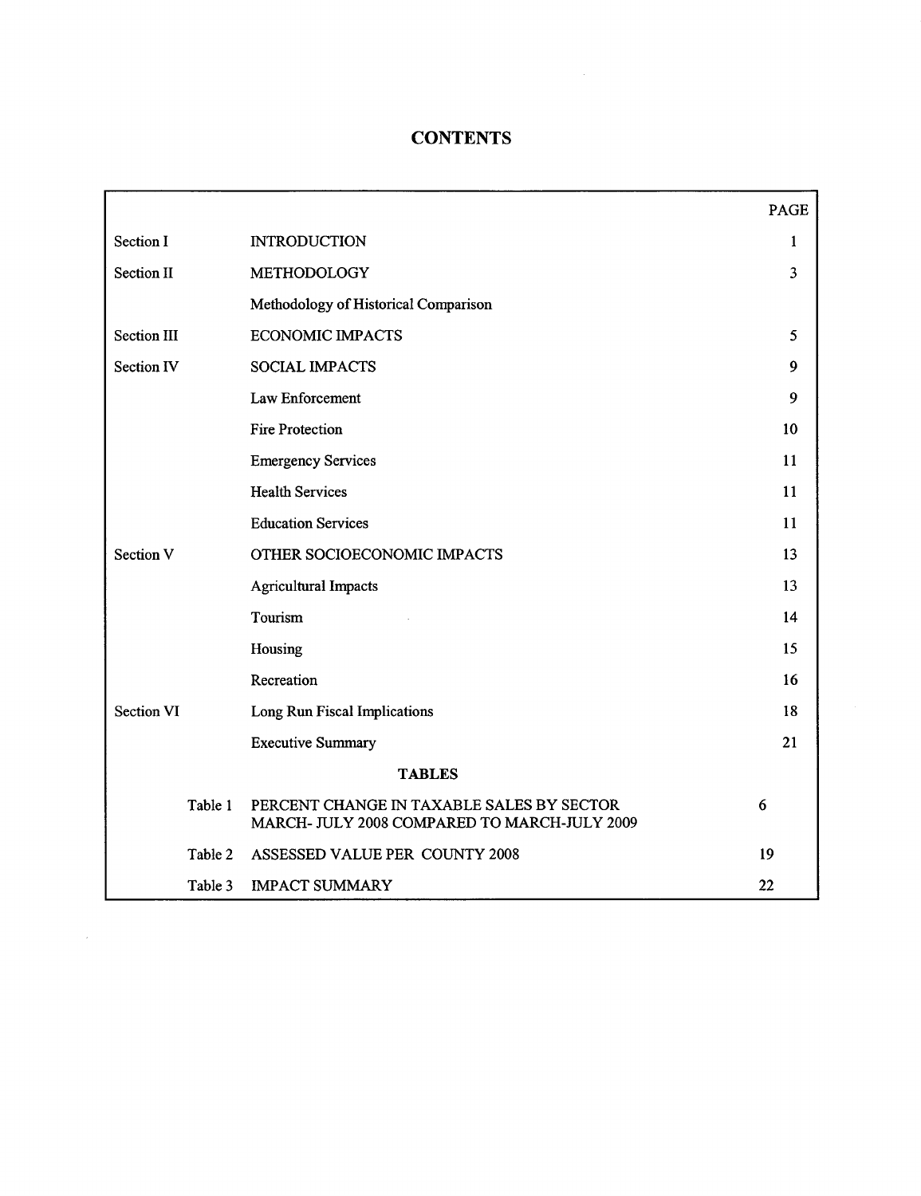# CONTENTS

| | | PAGE |
|---|---|---|
| Section I | INTRODUCTION | 1 |
| Section II | METHODOLOGY | 3 |
| | Methodology of Historical Comparison | |
| Section III | ECONOMIC IMPACTS | 5 |
| Section IV | SOCIAL IMPACTS | 9 |
| | Law Enforcement | 9 |
| | Fire Protection | 10 |
| | Emergency Services | 11 |
| | Health Services | 11 |
| | Education Services | 11 |
| Section V | OTHER SOCIOECONOMIC IMPACTS | 13 |
| | Agricultural Impacts | 13 |
| | Tourism | 14 |
| | Housing | 15 |
| | Recreation | 16 |
| Section VI | Long Run Fiscal Implications | 18 |
| | Executive Summary | 21 |
| | **TABLES** | |
| Table 1 | PERCENT CHANGE IN TAXABLE SALES BY SECTOR MARCH- JULY 2008 COMPARED TO MARCH-JULY 2009 | 6 |
| Table 2 | ASSESSED VALUE PER COUNTY 2008 | 19 |
| Table 3 | IMPACT SUMMARY | 22 |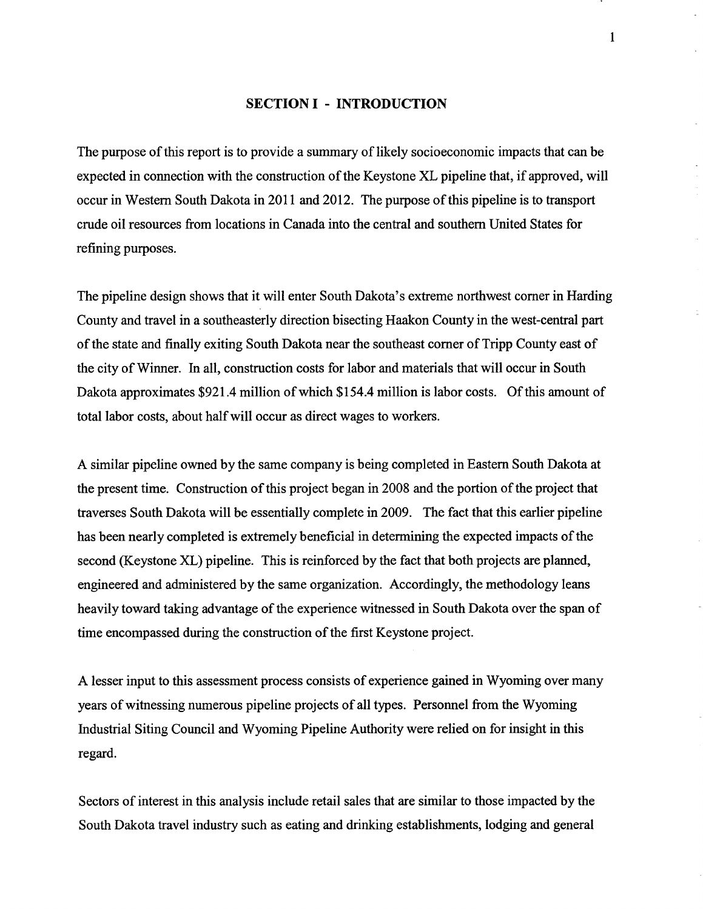## SECTION I - INTRODUCTION

The purpose of this report is to provide a summary of likely socioeconomic impacts that can be expected in connection with the construction of the Keystone XL pipeline that, if approved, will occur in Western South Dakota in 2011 and 2012. The purpose of this pipeline is to transport crude oil resources from locations in Canada into the central and southern United States for refining purposes.

The pipeline design shows that it will enter South Dakota's extreme northwest corner in Harding County and travel in a southeasterly direction bisecting Haakon County in the west-central part of the state and finally exiting South Dakota near the southeast corner of Tripp County east of the city of Winner. In all, construction costs for labor and materials that will occur in South Dakota approximates $921.4 million of which $154.4 million is labor costs. Of this amount of total labor costs, about half will occur as direct wages to workers.

A similar pipeline owned by the same company is being completed in Eastern South Dakota at the present time. Construction of this project began in 2008 and the portion of the project that traverses South Dakota will be essentially complete in 2009. The fact that this earlier pipeline has been nearly completed is extremely beneficial in determining the expected impacts of the second (Keystone XL) pipeline. This is reinforced by the fact that both projects are planned, engineered and administered by the same organization. Accordingly, the methodology leans heavily toward taking advantage of the experience witnessed in South Dakota over the span of time encompassed during the construction of the first Keystone project.

A lesser input to this assessment process consists of experience gained in Wyoming over many years of witnessing numerous pipeline projects of all types. Personnel from the Wyoming Industrial Siting Council and Wyoming Pipeline Authority were relied on for insight in this regard.

Sectors of interest in this analysis include retail sales that are similar to those impacted by the South Dakota travel industry such as eating and drinking establishments, lodging and general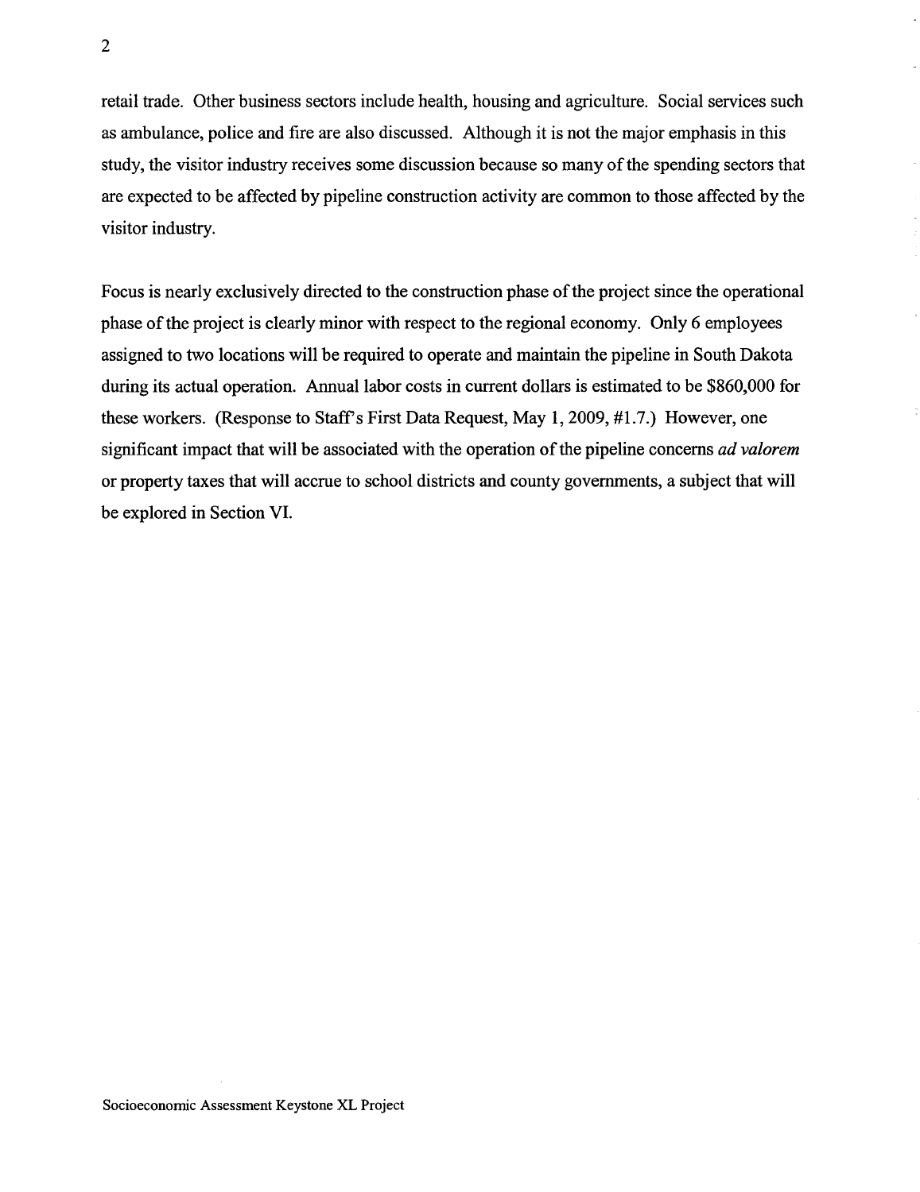retail trade. Other business sectors include health, housing and agriculture. Social services such as ambulance, police and fire are also discussed. Although it is not the major emphasis in this study, the visitor industry receives some discussion because so many of the spending sectors that are expected to be affected by pipeline construction activity are common to those affected by the visitor industry.

Focus is nearly exclusively directed to the construction phase of the project since the operational phase of the project is clearly minor with respect to the regional economy. Only 6 employees assigned to two locations will be required to operate and maintain the pipeline in South Dakota during its actual operation. Annual labor costs in current dollars is estimated to be $860,000 for these workers. (Response to Staff's First Data Request, May 1, 2009, #1.7.) However, one significant impact that will be associated with the operation of the pipeline concerns *ad valorem* or property taxes that will accrue to school districts and county governments, a subject that will be explored in Section VI.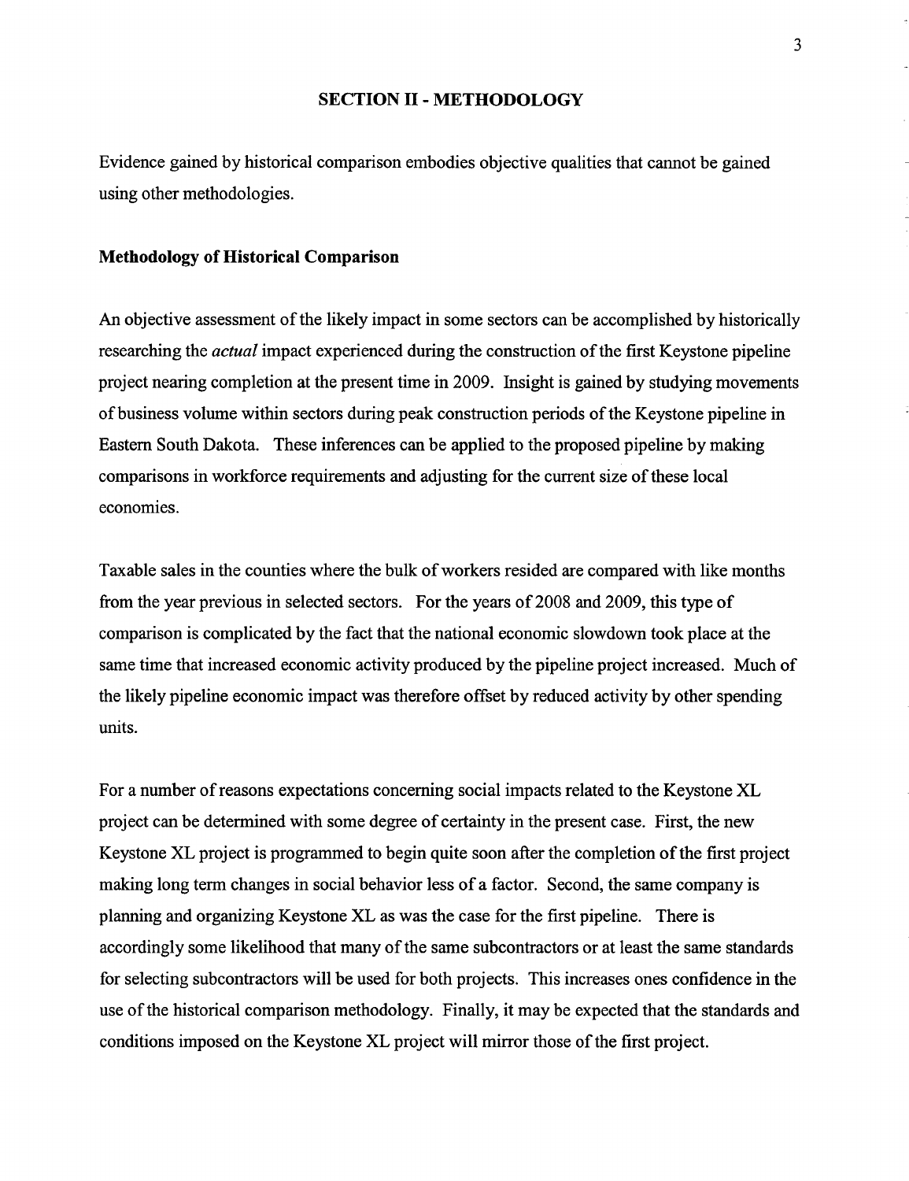## SECTION II - METHODOLOGY

Evidence gained by historical comparison embodies objective qualities that cannot be gained using other methodologies.

### Methodology of Historical Comparison

An objective assessment of the likely impact in some sectors can be accomplished by historically researching the *actual* impact experienced during the construction of the first Keystone pipeline project nearing completion at the present time in 2009. Insight is gained by studying movements of business volume within sectors during peak construction periods of the Keystone pipeline in Eastern South Dakota. These inferences can be applied to the proposed pipeline by making comparisons in workforce requirements and adjusting for the current size of these local economies.

Taxable sales in the counties where the bulk of workers resided are compared with like months from the year previous in selected sectors. For the years of 2008 and 2009, this type of comparison is complicated by the fact that the national economic slowdown took place at the same time that increased economic activity produced by the pipeline project increased. Much of the likely pipeline economic impact was therefore offset by reduced activity by other spending units.

For a number of reasons expectations concerning social impacts related to the Keystone XL project can be determined with some degree of certainty in the present case. First, the new Keystone XL project is programmed to begin quite soon after the completion of the first project making long term changes in social behavior less of a factor. Second, the same company is planning and organizing Keystone XL as was the case for the first pipeline. There is accordingly some likelihood that many of the same subcontractors or at least the same standards for selecting subcontractors will be used for both projects. This increases ones confidence in the use of the historical comparison methodology. Finally, it may be expected that the standards and conditions imposed on the Keystone XL project will mirror those of the first project.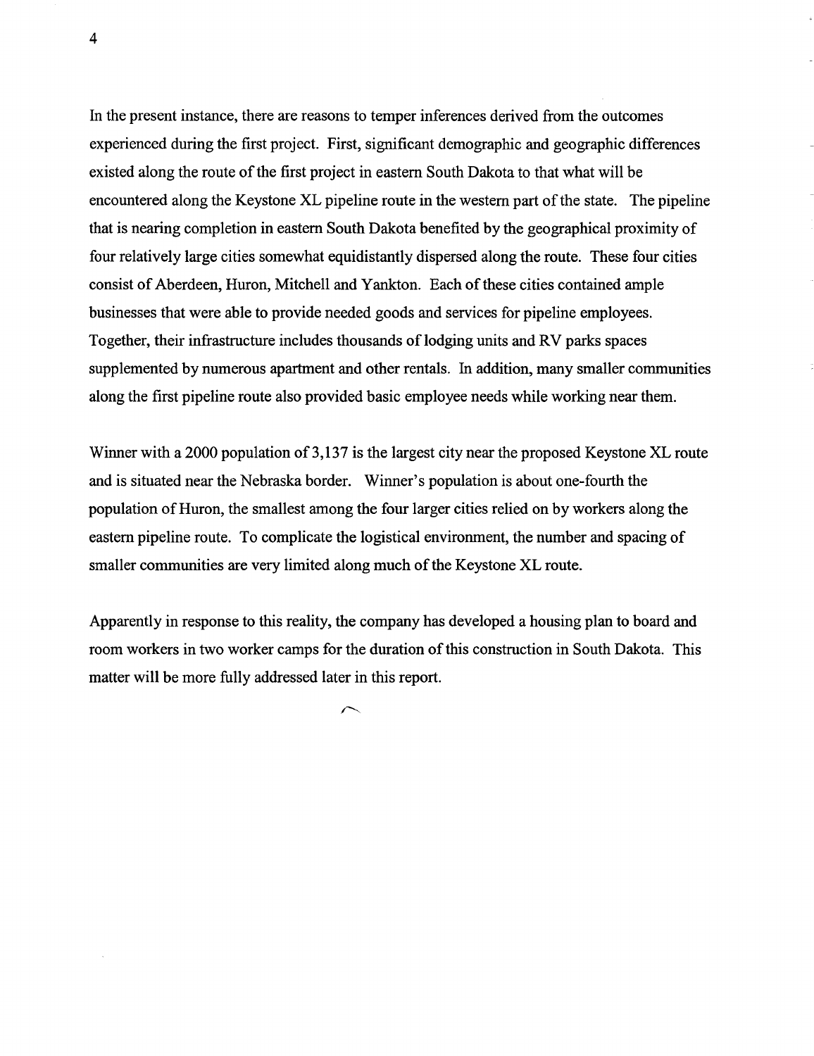In the present instance, there are reasons to temper inferences derived from the outcomes experienced during the first project. First, significant demographic and geographic differences existed along the route of the first project in eastern South Dakota to that what will be encountered along the Keystone XL pipeline route in the western part of the state. The pipeline that is nearing completion in eastern South Dakota benefited by the geographical proximity of four relatively large cities somewhat equidistantly dispersed along the route. These four cities consist of Aberdeen, Huron, Mitchell and Yankton. Each of these cities contained ample businesses that were able to provide needed goods and services for pipeline employees. Together, their infrastructure includes thousands of lodging units and RV parks spaces supplemented by numerous apartment and other rentals. In addition, many smaller communities along the first pipeline route also provided basic employee needs while working near them.

Winner with a 2000 population of 3,137 is the largest city near the proposed Keystone XL route and is situated near the Nebraska border. Winner's population is about one-fourth the population of Huron, the smallest among the four larger cities relied on by workers along the eastern pipeline route. To complicate the logistical environment, the number and spacing of smaller communities are very limited along much of the Keystone XL route.

Apparently in response to this reality, the company has developed a housing plan to board and room workers in two worker camps for the duration of this construction in South Dakota. This matter will be more fully addressed later in this report.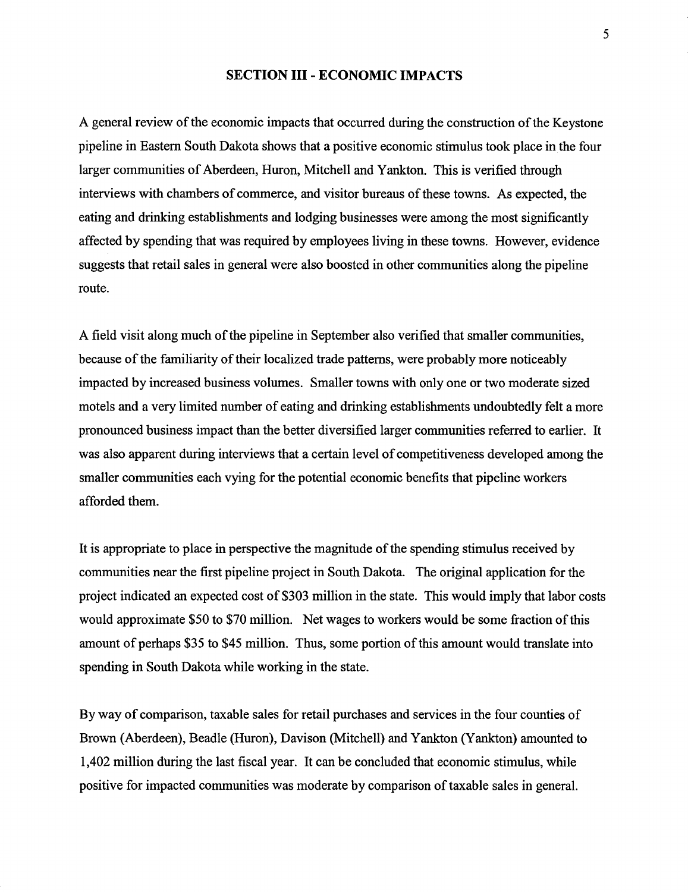## SECTION III - ECONOMIC IMPACTS

A general review of the economic impacts that occurred during the construction of the Keystone pipeline in Eastern South Dakota shows that a positive economic stimulus took place in the four larger communities of Aberdeen, Huron, Mitchell and Yankton. This is verified through interviews with chambers of commerce, and visitor bureaus of these towns. As expected, the eating and drinking establishments and lodging businesses were among the most significantly affected by spending that was required by employees living in these towns. However, evidence suggests that retail sales in general were also boosted in other communities along the pipeline route.

A field visit along much of the pipeline in September also verified that smaller communities, because of the familiarity of their localized trade patterns, were probably more noticeably impacted by increased business volumes. Smaller towns with only one or two moderate sized motels and a very limited number of eating and drinking establishments undoubtedly felt a more pronounced business impact than the better diversified larger communities referred to earlier. It was also apparent during interviews that a certain level of competitiveness developed among the smaller communities each vying for the potential economic benefits that pipeline workers afforded them.

It is appropriate to place in perspective the magnitude of the spending stimulus received by communities near the first pipeline project in South Dakota. The original application for the project indicated an expected cost of $303 million in the state. This would imply that labor costs would approximate $50 to $70 million. Net wages to workers would be some fraction of this amount of perhaps $35 to $45 million. Thus, some portion of this amount would translate into spending in South Dakota while working in the state.

By way of comparison, taxable sales for retail purchases and services in the four counties of Brown (Aberdeen), Beadle (Huron), Davison (Mitchell) and Yankton (Yankton) amounted to 1,402 million during the last fiscal year. It can be concluded that economic stimulus, while positive for impacted communities was moderate by comparison of taxable sales in general.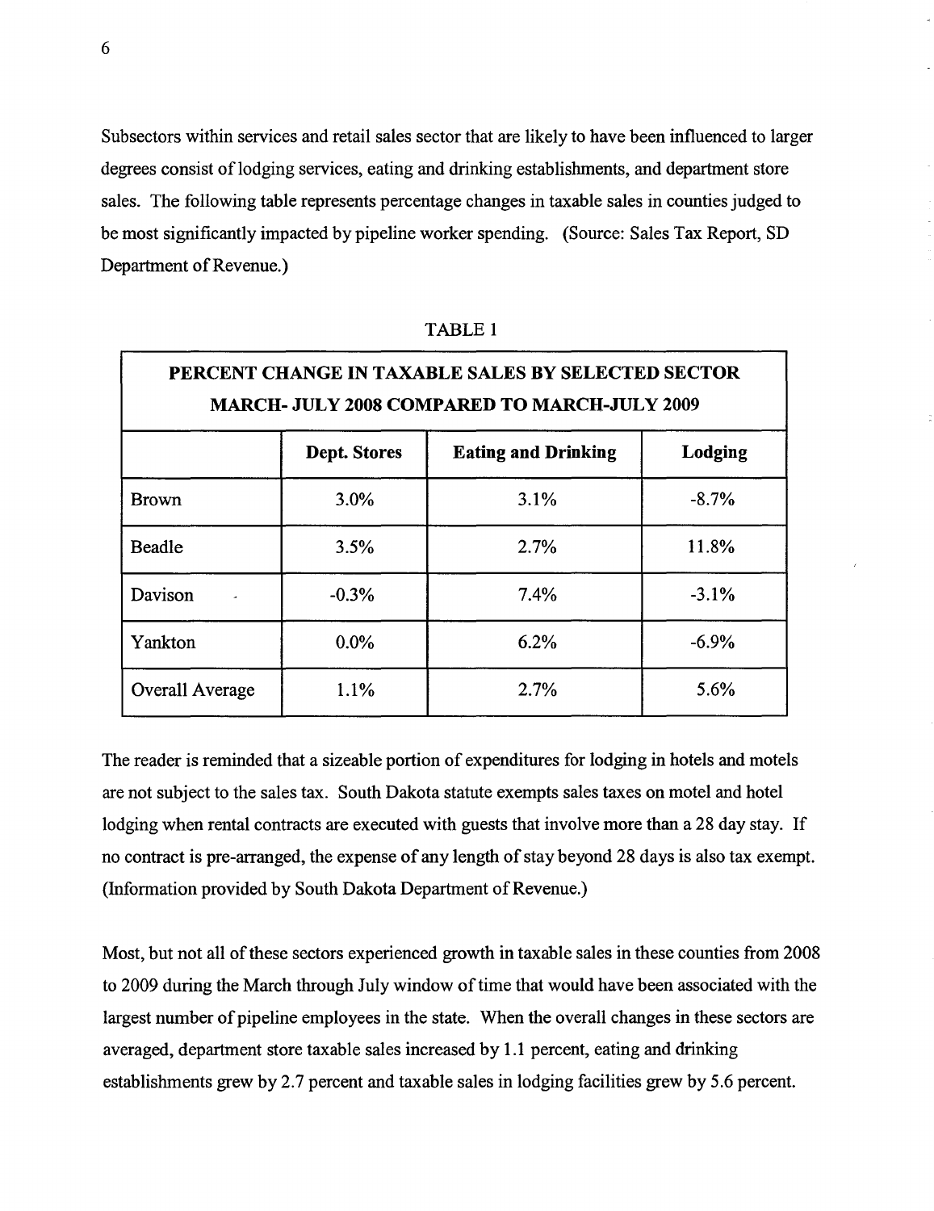Subsectors within services and retail sales sector that are likely to have been influenced to larger degrees consist of lodging services, eating and drinking establishments, and department store sales. The following table represents percentage changes in taxable sales in counties judged to be most significantly impacted by pipeline worker spending. (Source: Sales Tax Report, SD Department of Revenue.)

TABLE 1

| PERCENT CHANGE IN TAXABLE SALES BY SELECTED SECTOR MARCH- JULY 2008 COMPARED TO MARCH-JULY 2009 | | | |
|---|---|---|---|
| | **Dept. Stores** | **Eating and Drinking** | **Lodging** |
| Brown | 3.0% | 3.1% | -8.7% |
| Beadle | 3.5% | 2.7% | 11.8% |
| Davison | -0.3% | 7.4% | -3.1% |
| Yankton | 0.0% | 6.2% | -6.9% |
| Overall Average | 1.1% | 2.7% | 5.6% |

The reader is reminded that a sizeable portion of expenditures for lodging in hotels and motels are not subject to the sales tax. South Dakota statute exempts sales taxes on motel and hotel lodging when rental contracts are executed with guests that involve more than a 28 day stay. If no contract is pre-arranged, the expense of any length of stay beyond 28 days is also tax exempt. (Information provided by South Dakota Department of Revenue.)

Most, but not all of these sectors experienced growth in taxable sales in these counties from 2008 to 2009 during the March through July window of time that would have been associated with the largest number of pipeline employees in the state. When the overall changes in these sectors are averaged, department store taxable sales increased by 1.1 percent, eating and drinking establishments grew by 2.7 percent and taxable sales in lodging facilities grew by 5.6 percent.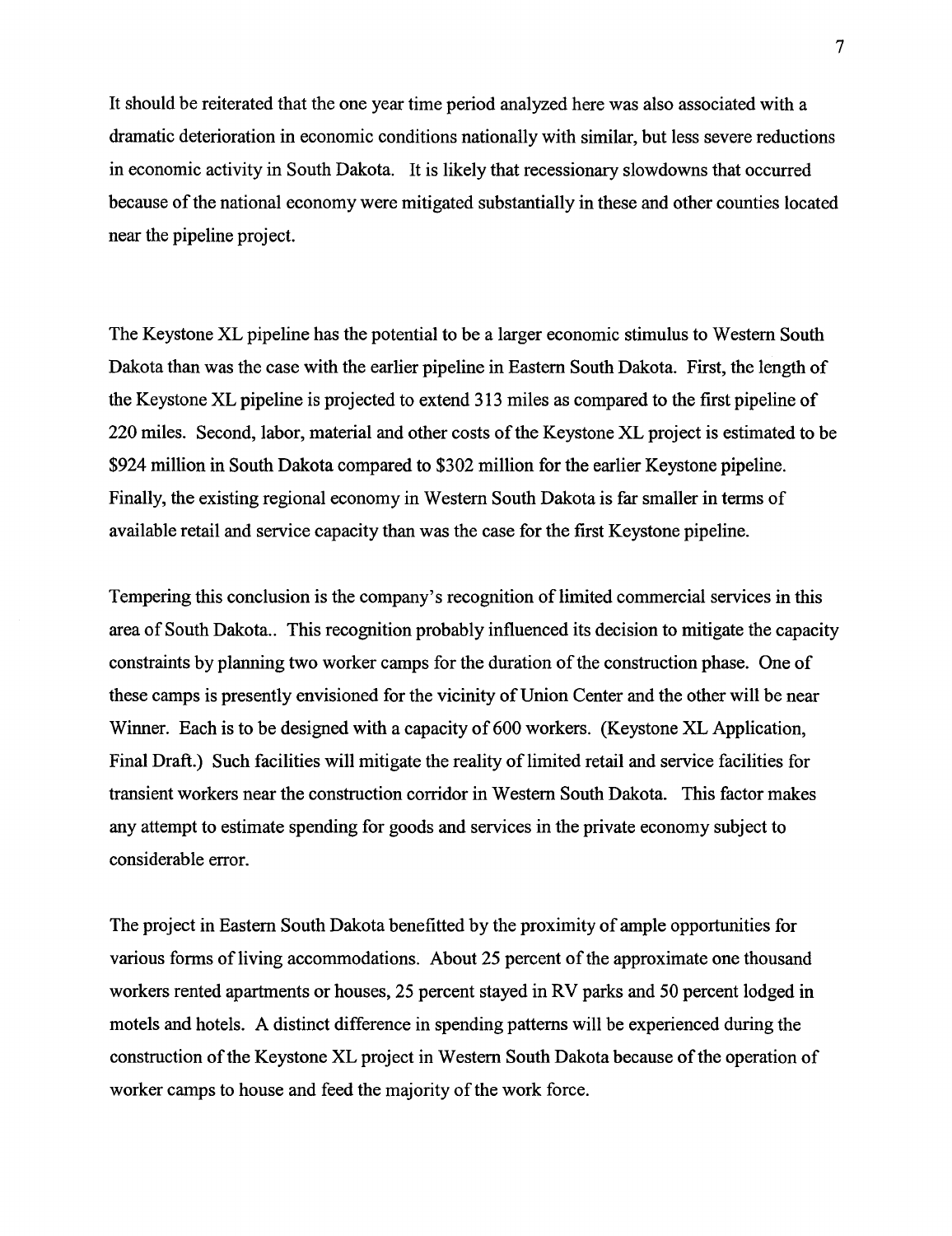It should be reiterated that the one year time period analyzed here was also associated with a dramatic deterioration in economic conditions nationally with similar, but less severe reductions in economic activity in South Dakota. It is likely that recessionary slowdowns that occurred because of the national economy were mitigated substantially in these and other counties located near the pipeline project.

The Keystone XL pipeline has the potential to be a larger economic stimulus to Western South Dakota than was the case with the earlier pipeline in Eastern South Dakota. First, the length of the Keystone XL pipeline is projected to extend 313 miles as compared to the first pipeline of 220 miles. Second, labor, material and other costs of the Keystone XL project is estimated to be $924 million in South Dakota compared to $302 million for the earlier Keystone pipeline. Finally, the existing regional economy in Western South Dakota is far smaller in terms of available retail and service capacity than was the case for the first Keystone pipeline.

Tempering this conclusion is the company's recognition of limited commercial services in this area of South Dakota.. This recognition probably influenced its decision to mitigate the capacity constraints by planning two worker camps for the duration of the construction phase. One of these camps is presently envisioned for the vicinity of Union Center and the other will be near Winner. Each is to be designed with a capacity of 600 workers. (Keystone XL Application, Final Draft.) Such facilities will mitigate the reality of limited retail and service facilities for transient workers near the construction corridor in Western South Dakota. This factor makes any attempt to estimate spending for goods and services in the private economy subject to considerable error.

The project in Eastern South Dakota benefitted by the proximity of ample opportunities for various forms of living accommodations. About 25 percent of the approximate one thousand workers rented apartments or houses, 25 percent stayed in RV parks and 50 percent lodged in motels and hotels. A distinct difference in spending patterns will be experienced during the construction of the Keystone XL project in Western South Dakota because of the operation of worker camps to house and feed the majority of the work force.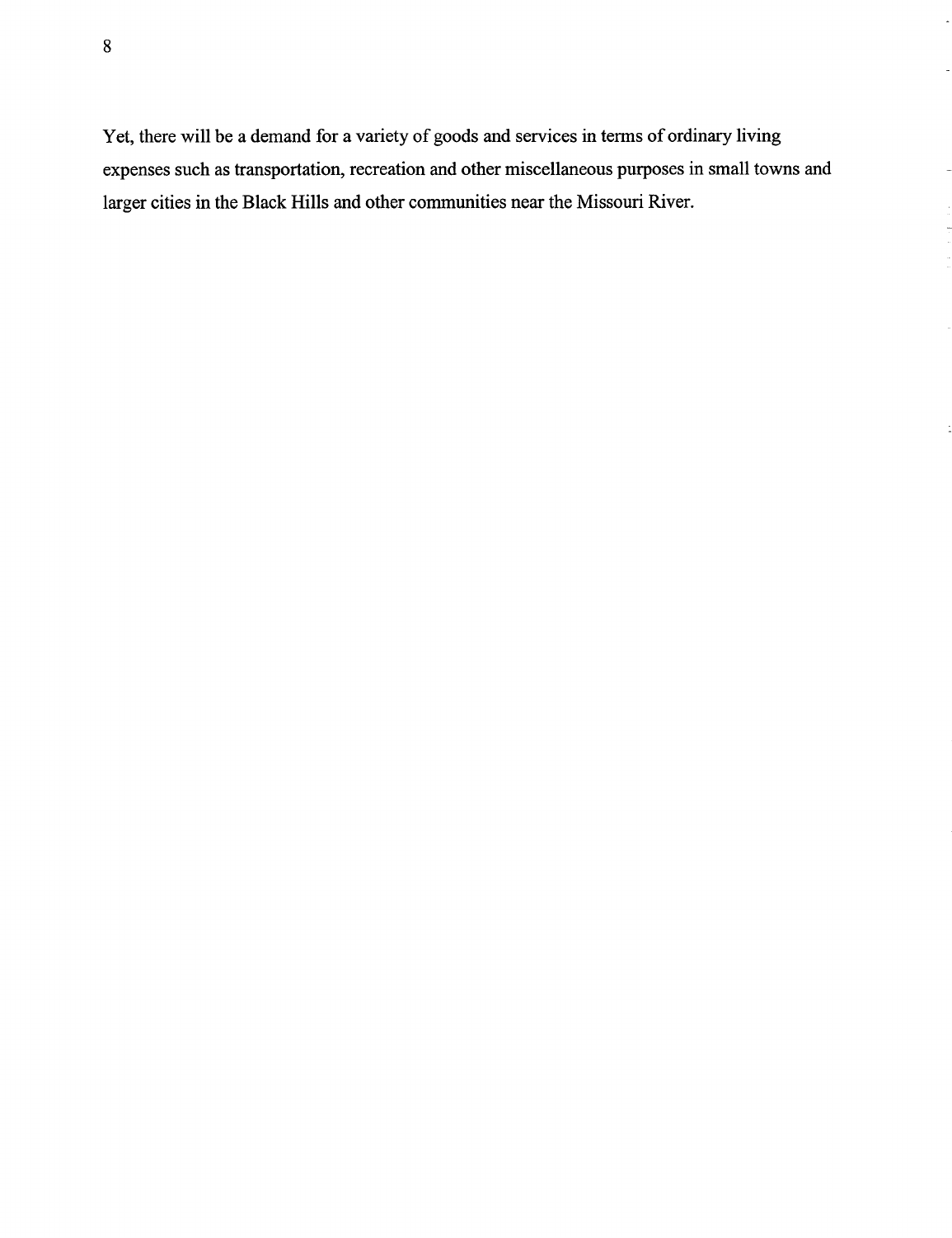Yet, there will be a demand for a variety of goods and services in terms of ordinary living expenses such as transportation, recreation and other miscellaneous purposes in small towns and larger cities in the Black Hills and other communities near the Missouri River.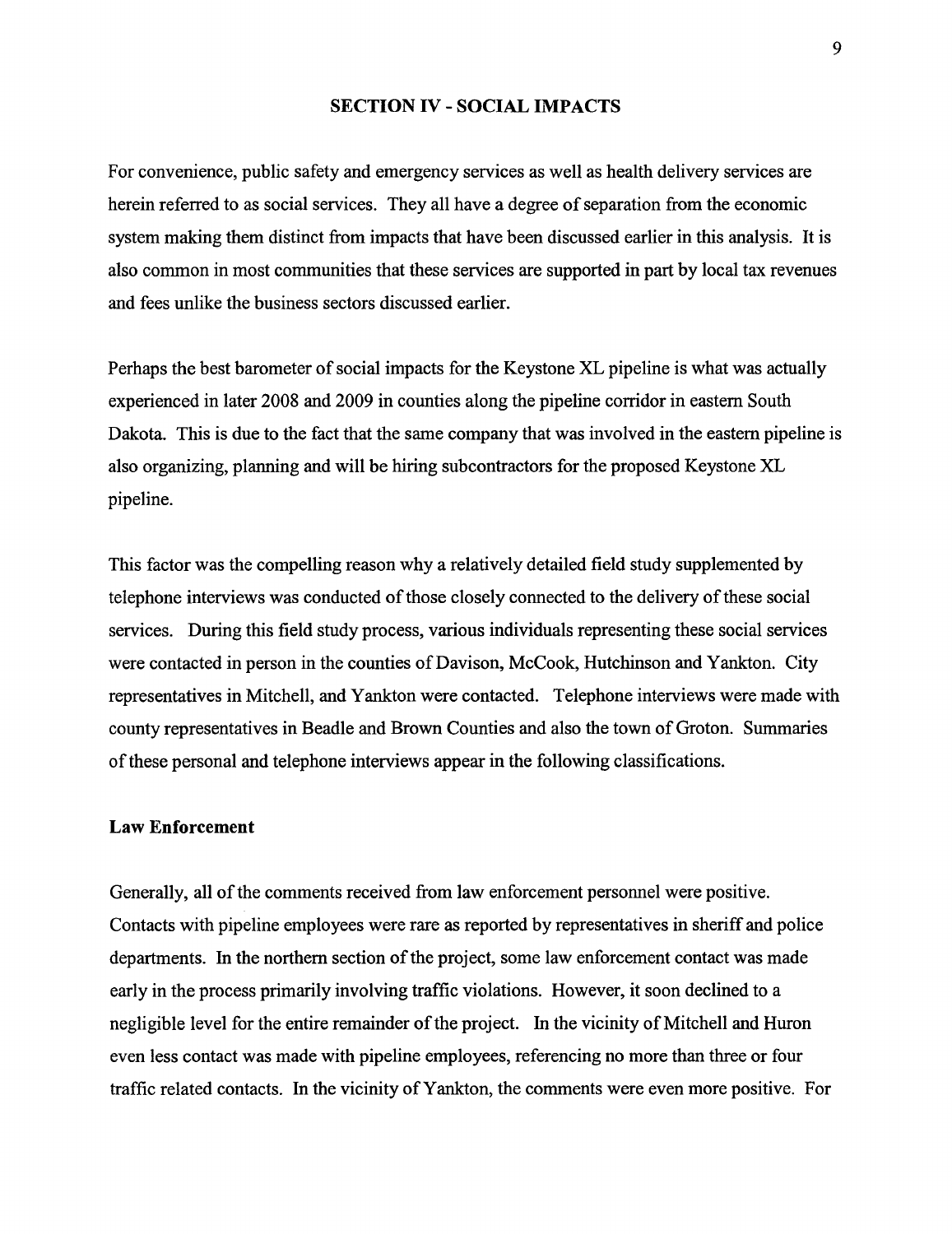## SECTION IV - SOCIAL IMPACTS

For convenience, public safety and emergency services as well as health delivery services are herein referred to as social services. They all have a degree of separation from the economic system making them distinct from impacts that have been discussed earlier in this analysis. It is also common in most communities that these services are supported in part by local tax revenues and fees unlike the business sectors discussed earlier.

Perhaps the best barometer of social impacts for the Keystone XL pipeline is what was actually experienced in later 2008 and 2009 in counties along the pipeline corridor in eastern South Dakota. This is due to the fact that the same company that was involved in the eastern pipeline is also organizing, planning and will be hiring subcontractors for the proposed Keystone XL pipeline.

This factor was the compelling reason why a relatively detailed field study supplemented by telephone interviews was conducted of those closely connected to the delivery of these social services. During this field study process, various individuals representing these social services were contacted in person in the counties of Davison, McCook, Hutchinson and Yankton. City representatives in Mitchell, and Yankton were contacted. Telephone interviews were made with county representatives in Beadle and Brown Counties and also the town of Groton. Summaries of these personal and telephone interviews appear in the following classifications.

### Law Enforcement

Generally, all of the comments received from law enforcement personnel were positive. Contacts with pipeline employees were rare as reported by representatives in sheriff and police departments. In the northern section of the project, some law enforcement contact was made early in the process primarily involving traffic violations. However, it soon declined to a negligible level for the entire remainder of the project. In the vicinity of Mitchell and Huron even less contact was made with pipeline employees, referencing no more than three or four traffic related contacts. In the vicinity of Yankton, the comments were even more positive. For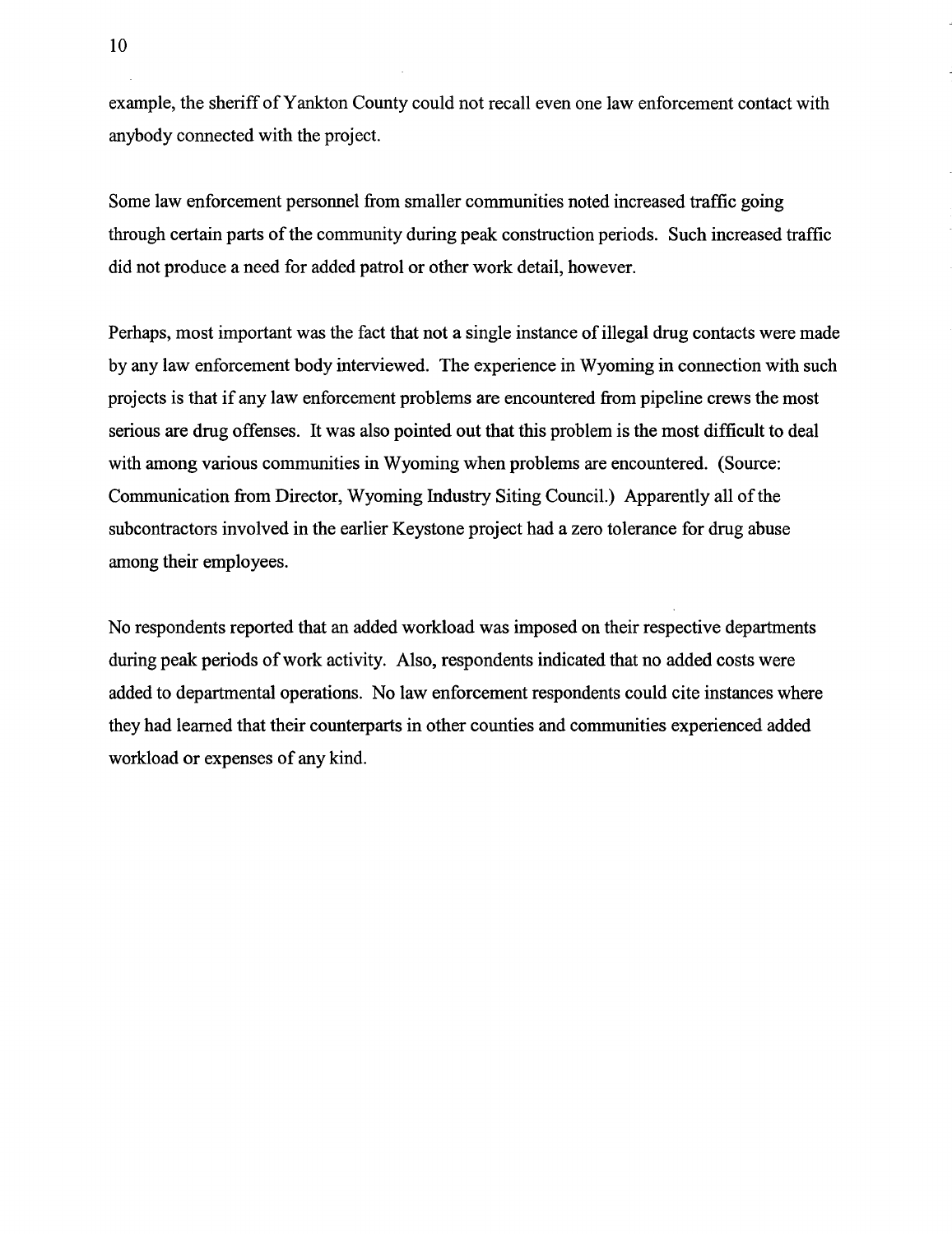example, the sheriff of Yankton County could not recall even one law enforcement contact with anybody connected with the project.

Some law enforcement personnel from smaller communities noted increased traffic going through certain parts of the community during peak construction periods. Such increased traffic did not produce a need for added patrol or other work detail, however.

Perhaps, most important was the fact that not a single instance of illegal drug contacts were made by any law enforcement body interviewed. The experience in Wyoming in connection with such projects is that if any law enforcement problems are encountered from pipeline crews the most serious are drug offenses. It was also pointed out that this problem is the most difficult to deal with among various communities in Wyoming when problems are encountered. (Source: Communication from Director, Wyoming Industry Siting Council.) Apparently all of the subcontractors involved in the earlier Keystone project had a zero tolerance for drug abuse among their employees.

No respondents reported that an added workload was imposed on their respective departments during peak periods of work activity. Also, respondents indicated that no added costs were added to departmental operations. No law enforcement respondents could cite instances where they had learned that their counterparts in other counties and communities experienced added workload or expenses of any kind.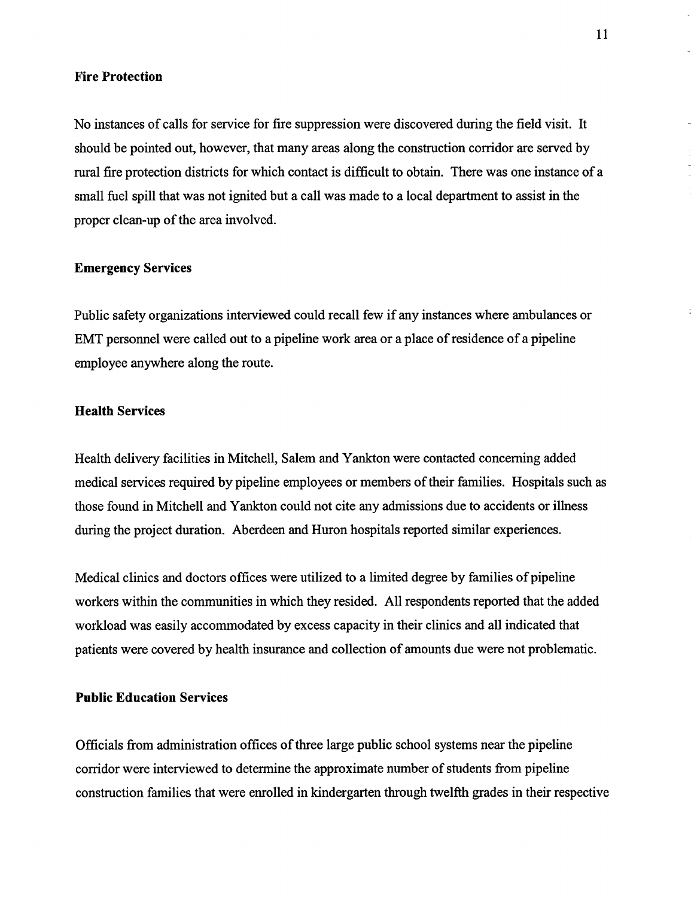### Fire Protection

No instances of calls for service for fire suppression were discovered during the field visit. It should be pointed out, however, that many areas along the construction corridor are served by rural fire protection districts for which contact is difficult to obtain. There was one instance of a small fuel spill that was not ignited but a call was made to a local department to assist in the proper clean-up of the area involved.

### Emergency Services

Public safety organizations interviewed could recall few if any instances where ambulances or EMT personnel were called out to a pipeline work area or a place of residence of a pipeline employee anywhere along the route.

### Health Services

Health delivery facilities in Mitchell, Salem and Yankton were contacted concerning added medical services required by pipeline employees or members of their families. Hospitals such as those found in Mitchell and Yankton could not cite any admissions due to accidents or illness during the project duration. Aberdeen and Huron hospitals reported similar experiences.

Medical clinics and doctors offices were utilized to a limited degree by families of pipeline workers within the communities in which they resided. All respondents reported that the added workload was easily accommodated by excess capacity in their clinics and all indicated that patients were covered by health insurance and collection of amounts due were not problematic.

### Public Education Services

Officials from administration offices of three large public school systems near the pipeline corridor were interviewed to determine the approximate number of students from pipeline construction families that were enrolled in kindergarten through twelfth grades in their respective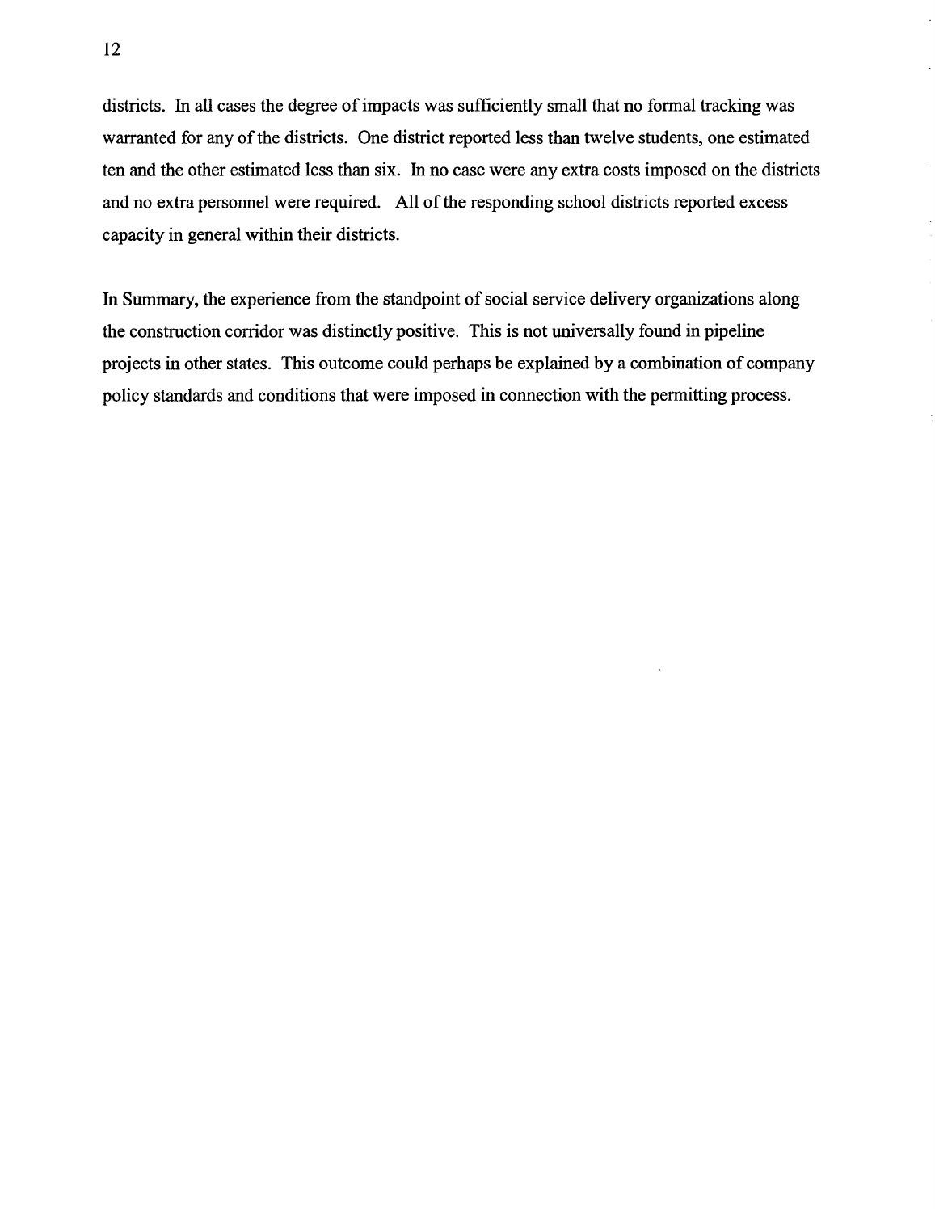districts. In all cases the degree of impacts was sufficiently small that no formal tracking was warranted for any of the districts. One district reported less than twelve students, one estimated ten and the other estimated less than six. In no case were any extra costs imposed on the districts and no extra personnel were required. All of the responding school districts reported excess capacity in general within their districts.

In Summary, the experience from the standpoint of social service delivery organizations along the construction corridor was distinctly positive. This is not universally found in pipeline projects in other states. This outcome could perhaps be explained by a combination of company policy standards and conditions that were imposed in connection with the permitting process.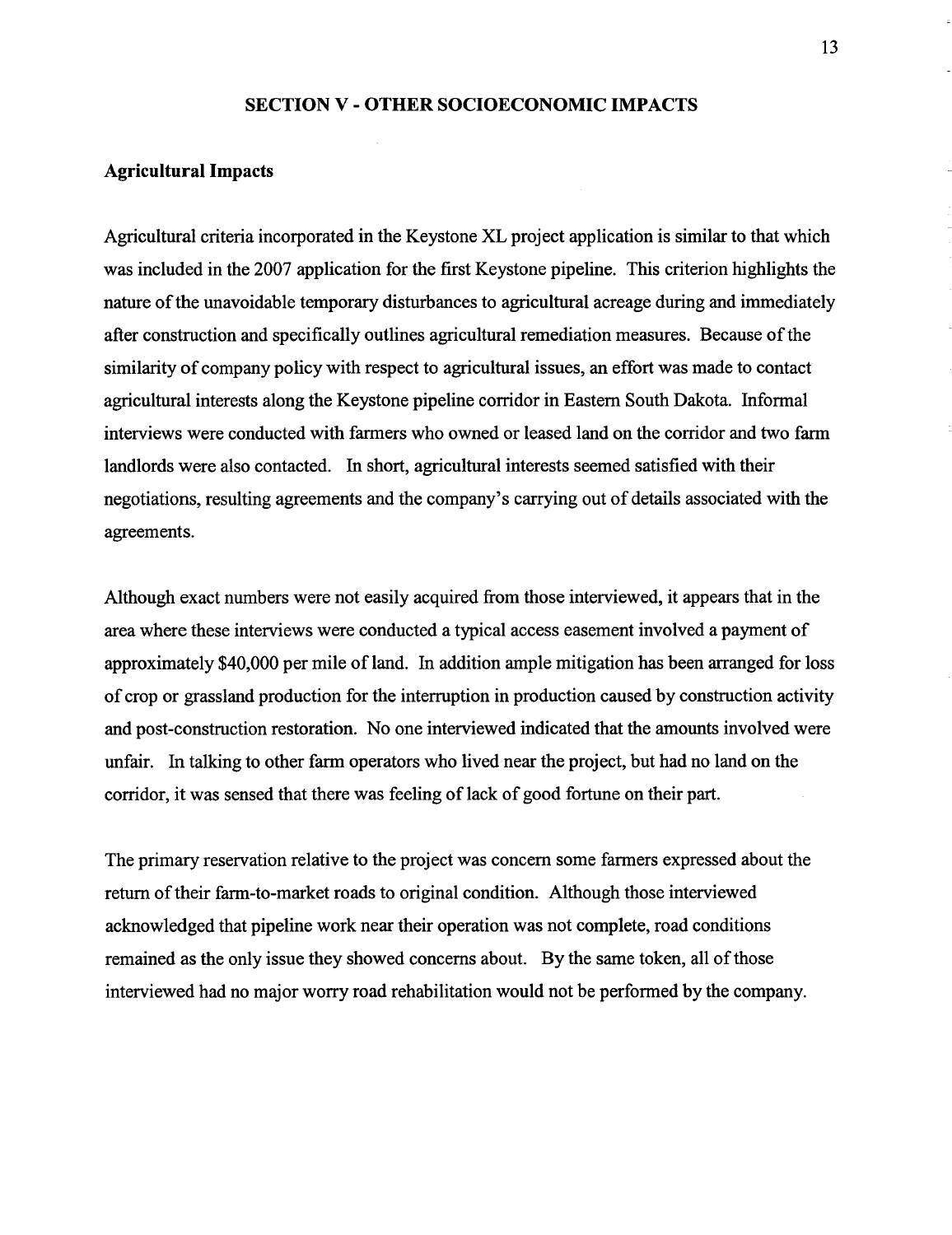## SECTION V - OTHER SOCIOECONOMIC IMPACTS

### Agricultural Impacts

Agricultural criteria incorporated in the Keystone XL project application is similar to that which was included in the 2007 application for the first Keystone pipeline. This criterion highlights the nature of the unavoidable temporary disturbances to agricultural acreage during and immediately after construction and specifically outlines agricultural remediation measures. Because of the similarity of company policy with respect to agricultural issues, an effort was made to contact agricultural interests along the Keystone pipeline corridor in Eastern South Dakota. Informal interviews were conducted with farmers who owned or leased land on the corridor and two farm landlords were also contacted. In short, agricultural interests seemed satisfied with their negotiations, resulting agreements and the company's carrying out of details associated with the agreements.

Although exact numbers were not easily acquired from those interviewed, it appears that in the area where these interviews were conducted a typical access easement involved a payment of approximately $40,000 per mile of land. In addition ample mitigation has been arranged for loss of crop or grassland production for the interruption in production caused by construction activity and post-construction restoration. No one interviewed indicated that the amounts involved were unfair. In talking to other farm operators who lived near the project, but had no land on the corridor, it was sensed that there was feeling of lack of good fortune on their part.

The primary reservation relative to the project was concern some farmers expressed about the return of their farm-to-market roads to original condition. Although those interviewed acknowledged that pipeline work near their operation was not complete, road conditions remained as the only issue they showed concerns about. By the same token, all of those interviewed had no major worry road rehabilitation would not be performed by the company.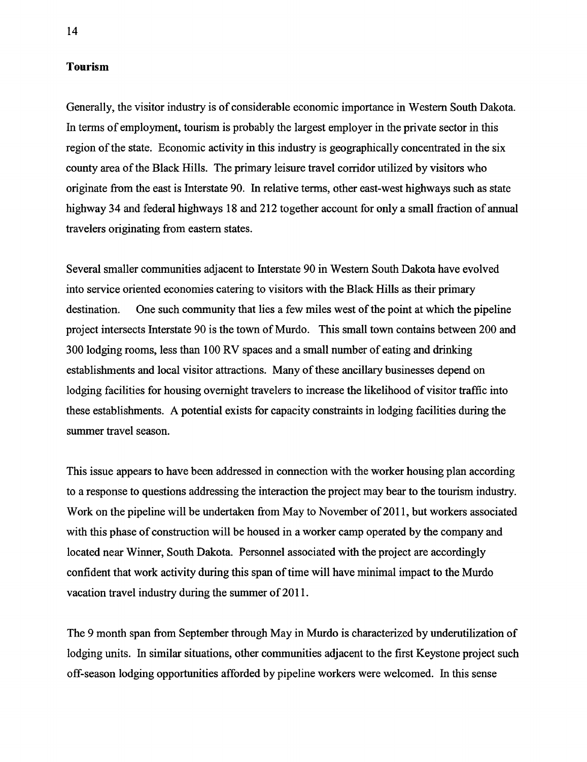**Tourism**

Generally, the visitor industry is of considerable economic importance in Western South Dakota. In terms of employment, tourism is probably the largest employer in the private sector in this region of the state. Economic activity in this industry is geographically concentrated in the six county area of the Black Hills. The primary leisure travel corridor utilized by visitors who originate from the east is Interstate 90. In relative terms, other east-west highways such as state highway 34 and federal highways 18 and 212 together account for only a small fraction of annual travelers originating from eastern states.

Several smaller communities adjacent to Interstate 90 in Western South Dakota have evolved into service oriented economies catering to visitors with the Black Hills as their primary destination. One such community that lies a few miles west of the point at which the pipeline project intersects Interstate 90 is the town of Murdo. This small town contains between 200 and 300 lodging rooms, less than 100 RV spaces and a small number of eating and drinking establishments and local visitor attractions. Many of these ancillary businesses depend on lodging facilities for housing overnight travelers to increase the likelihood of visitor traffic into these establishments. A potential exists for capacity constraints in lodging facilities during the summer travel season.

This issue appears to have been addressed in connection with the worker housing plan according to a response to questions addressing the interaction the project may bear to the tourism industry. Work on the pipeline will be undertaken from May to November of 2011, but workers associated with this phase of construction will be housed in a worker camp operated by the company and located near Winner, South Dakota. Personnel associated with the project are accordingly confident that work activity during this span of time will have minimal impact to the Murdo vacation travel industry during the summer of 2011.

The 9 month span from September through May in Murdo is characterized by underutilization of lodging units. In similar situations, other communities adjacent to the first Keystone project such off-season lodging opportunities afforded by pipeline workers were welcomed. In this sense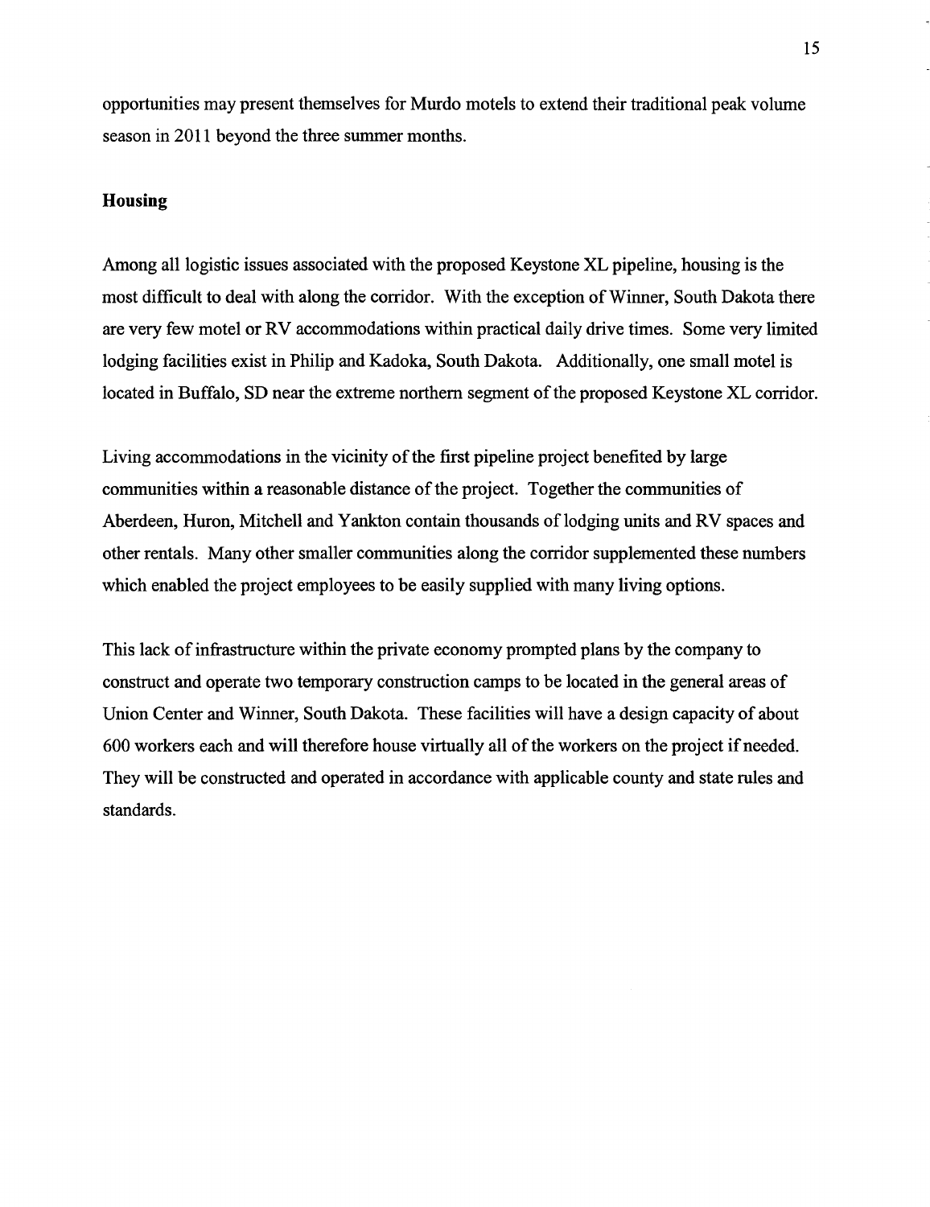opportunities may present themselves for Murdo motels to extend their traditional peak volume season in 2011 beyond the three summer months.

**Housing**

Among all logistic issues associated with the proposed Keystone XL pipeline, housing is the most difficult to deal with along the corridor. With the exception of Winner, South Dakota there are very few motel or RV accommodations within practical daily drive times. Some very limited lodging facilities exist in Philip and Kadoka, South Dakota. Additionally, one small motel is located in Buffalo, SD near the extreme northern segment of the proposed Keystone XL corridor.

Living accommodations in the vicinity of the first pipeline project benefited by large communities within a reasonable distance of the project. Together the communities of Aberdeen, Huron, Mitchell and Yankton contain thousands of lodging units and RV spaces and other rentals. Many other smaller communities along the corridor supplemented these numbers which enabled the project employees to be easily supplied with many living options.

This lack of infrastructure within the private economy prompted plans by the company to construct and operate two temporary construction camps to be located in the general areas of Union Center and Winner, South Dakota. These facilities will have a design capacity of about 600 workers each and will therefore house virtually all of the workers on the project if needed. They will be constructed and operated in accordance with applicable county and state rules and standards.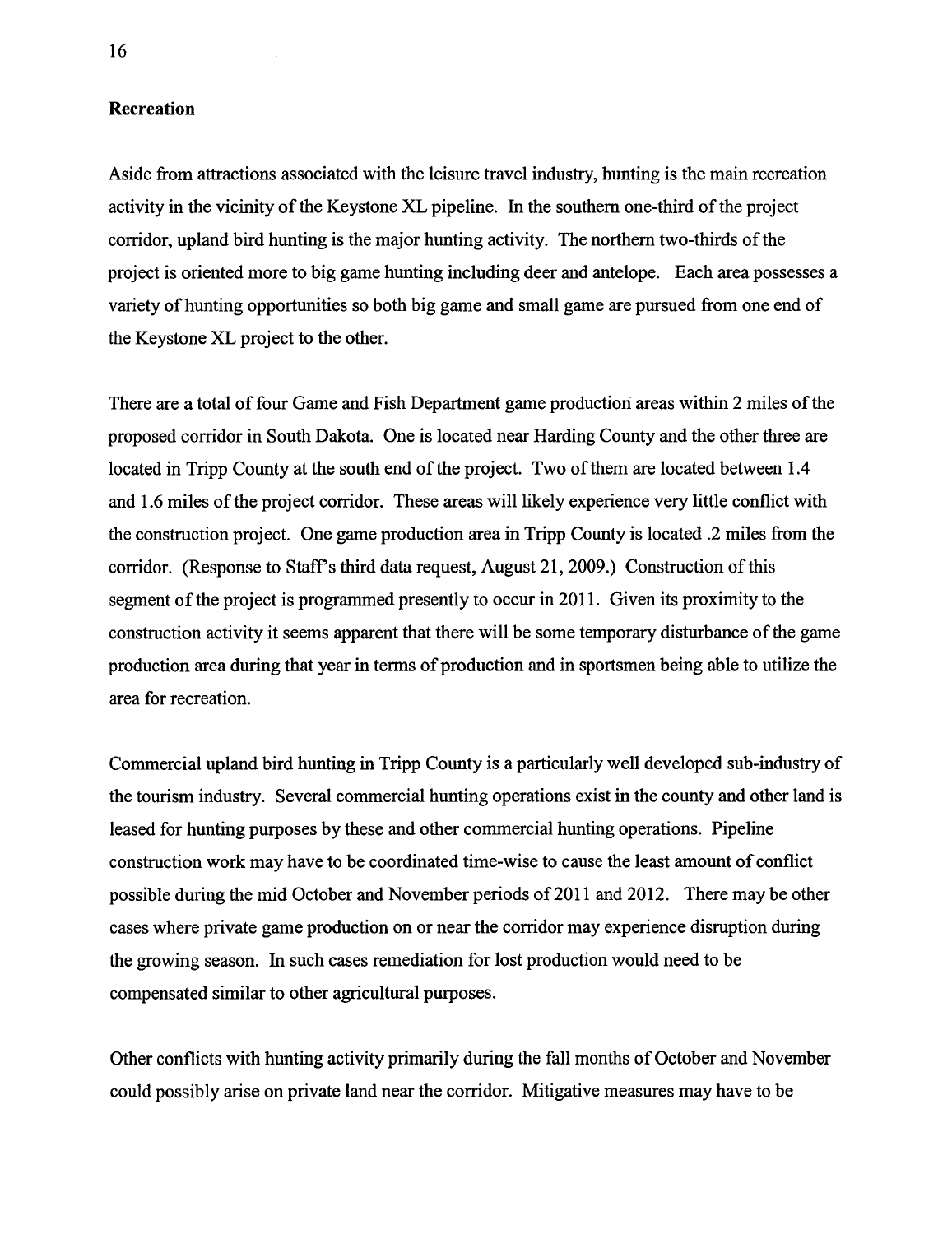## Recreation

Aside from attractions associated with the leisure travel industry, hunting is the main recreation activity in the vicinity of the Keystone XL pipeline. In the southern one-third of the project corridor, upland bird hunting is the major hunting activity. The northern two-thirds of the project is oriented more to big game hunting including deer and antelope. Each area possesses a variety of hunting opportunities so both big game and small game are pursued from one end of the Keystone XL project to the other.

There are a total of four Game and Fish Department game production areas within 2 miles of the proposed corridor in South Dakota. One is located near Harding County and the other three are located in Tripp County at the south end of the project. Two of them are located between 1.4 and 1.6 miles of the project corridor. These areas will likely experience very little conflict with the construction project. One game production area in Tripp County is located .2 miles from the corridor. (Response to Staff's third data request, August 21, 2009.) Construction of this segment of the project is programmed presently to occur in 2011. Given its proximity to the construction activity it seems apparent that there will be some temporary disturbance of the game production area during that year in terms of production and in sportsmen being able to utilize the area for recreation.

Commercial upland bird hunting in Tripp County is a particularly well developed sub-industry of the tourism industry. Several commercial hunting operations exist in the county and other land is leased for hunting purposes by these and other commercial hunting operations. Pipeline construction work may have to be coordinated time-wise to cause the least amount of conflict possible during the mid October and November periods of 2011 and 2012. There may be other cases where private game production on or near the corridor may experience disruption during the growing season. In such cases remediation for lost production would need to be compensated similar to other agricultural purposes.

Other conflicts with hunting activity primarily during the fall months of October and November could possibly arise on private land near the corridor. Mitigative measures may have to be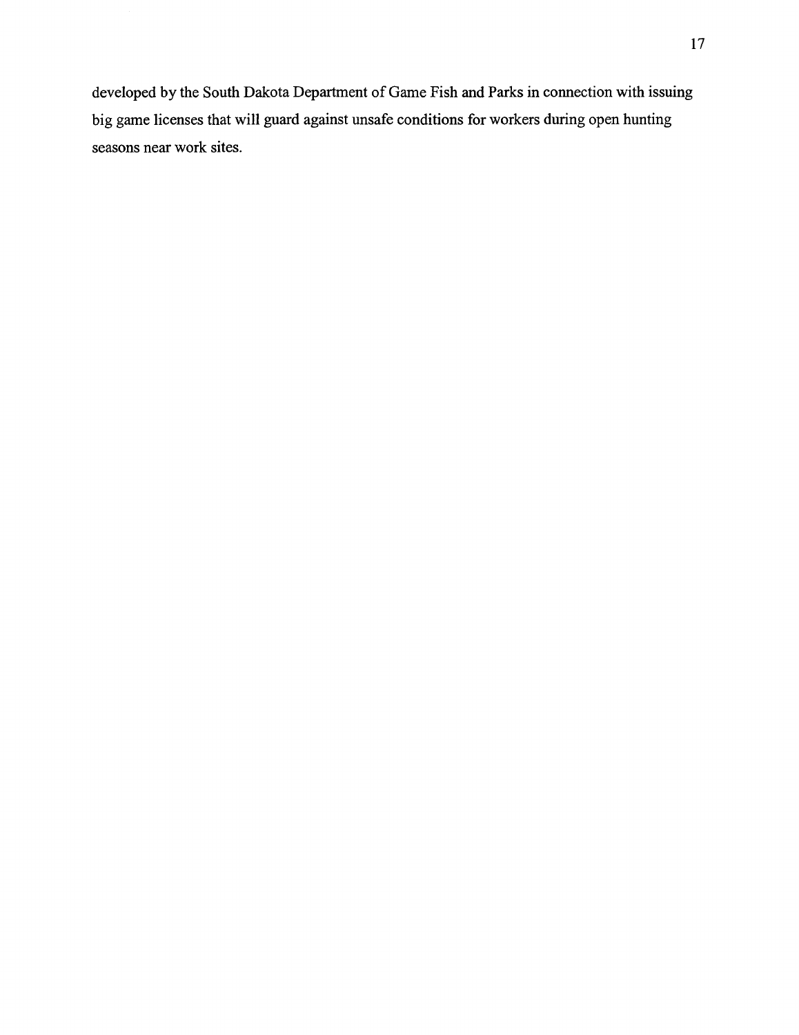developed by the South Dakota Department of Game Fish and Parks in connection with issuing big game licenses that will guard against unsafe conditions for workers during open hunting seasons near work sites.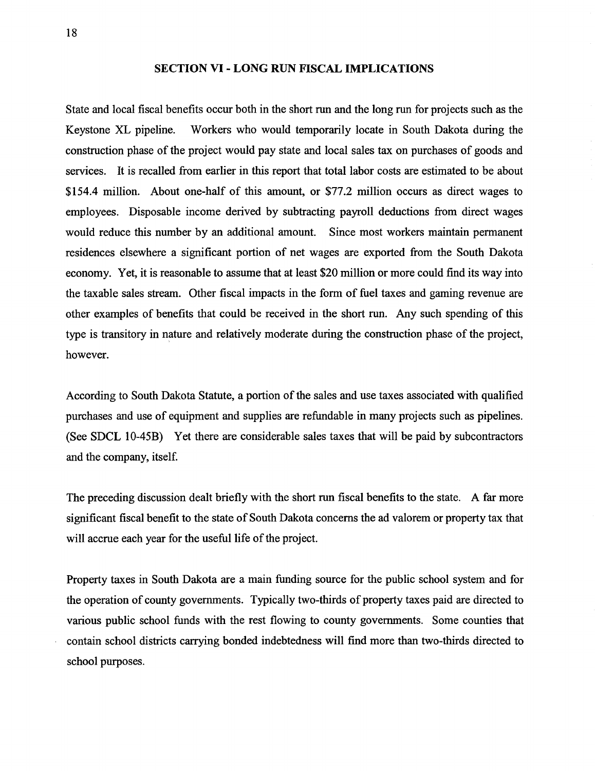## SECTION VI - LONG RUN FISCAL IMPLICATIONS

State and local fiscal benefits occur both in the short run and the long run for projects such as the Keystone XL pipeline. Workers who would temporarily locate in South Dakota during the construction phase of the project would pay state and local sales tax on purchases of goods and services. It is recalled from earlier in this report that total labor costs are estimated to be about $154.4 million. About one-half of this amount, or $77.2 million occurs as direct wages to employees. Disposable income derived by subtracting payroll deductions from direct wages would reduce this number by an additional amount. Since most workers maintain permanent residences elsewhere a significant portion of net wages are exported from the South Dakota economy. Yet, it is reasonable to assume that at least $20 million or more could find its way into the taxable sales stream. Other fiscal impacts in the form of fuel taxes and gaming revenue are other examples of benefits that could be received in the short run. Any such spending of this type is transitory in nature and relatively moderate during the construction phase of the project, however.

According to South Dakota Statute, a portion of the sales and use taxes associated with qualified purchases and use of equipment and supplies are refundable in many projects such as pipelines. (See SDCL 10-45B) Yet there are considerable sales taxes that will be paid by subcontractors and the company, itself.

The preceding discussion dealt briefly with the short run fiscal benefits to the state. A far more significant fiscal benefit to the state of South Dakota concerns the ad valorem or property tax that will accrue each year for the useful life of the project.

Property taxes in South Dakota are a main funding source for the public school system and for the operation of county governments. Typically two-thirds of property taxes paid are directed to various public school funds with the rest flowing to county governments. Some counties that contain school districts carrying bonded indebtedness will find more than two-thirds directed to school purposes.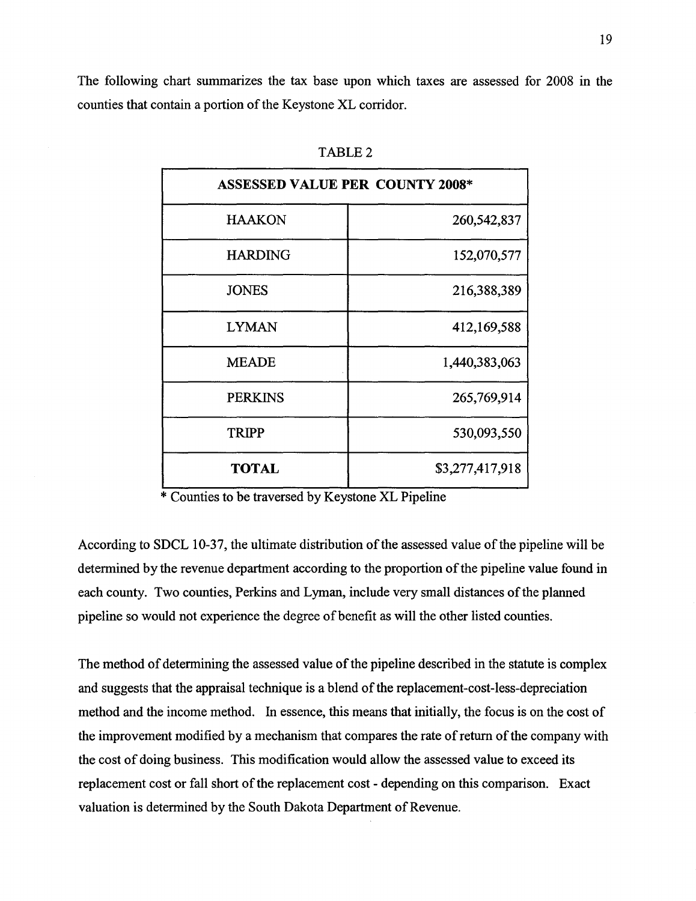The following chart summarizes the tax base upon which taxes are assessed for 2008 in the counties that contain a portion of the Keystone XL corridor.

TABLE 2

| ASSESSED VALUE PER COUNTY 2008* | |
|---|---|
| HAAKON | 260,542,837 |
| HARDING | 152,070,577 |
| JONES | 216,388,389 |
| LYMAN | 412,169,588 |
| MEADE | 1,440,383,063 |
| PERKINS | 265,769,914 |
| TRIPP | 530,093,550 |
| **TOTAL** | $3,277,417,918 |

* Counties to be traversed by Keystone XL Pipeline

According to SDCL 10-37, the ultimate distribution of the assessed value of the pipeline will be determined by the revenue department according to the proportion of the pipeline value found in each county. Two counties, Perkins and Lyman, include very small distances of the planned pipeline so would not experience the degree of benefit as will the other listed counties.

The method of determining the assessed value of the pipeline described in the statute is complex and suggests that the appraisal technique is a blend of the replacement-cost-less-depreciation method and the income method. In essence, this means that initially, the focus is on the cost of the improvement modified by a mechanism that compares the rate of return of the company with the cost of doing business. This modification would allow the assessed value to exceed its replacement cost or fall short of the replacement cost - depending on this comparison. Exact valuation is determined by the South Dakota Department of Revenue.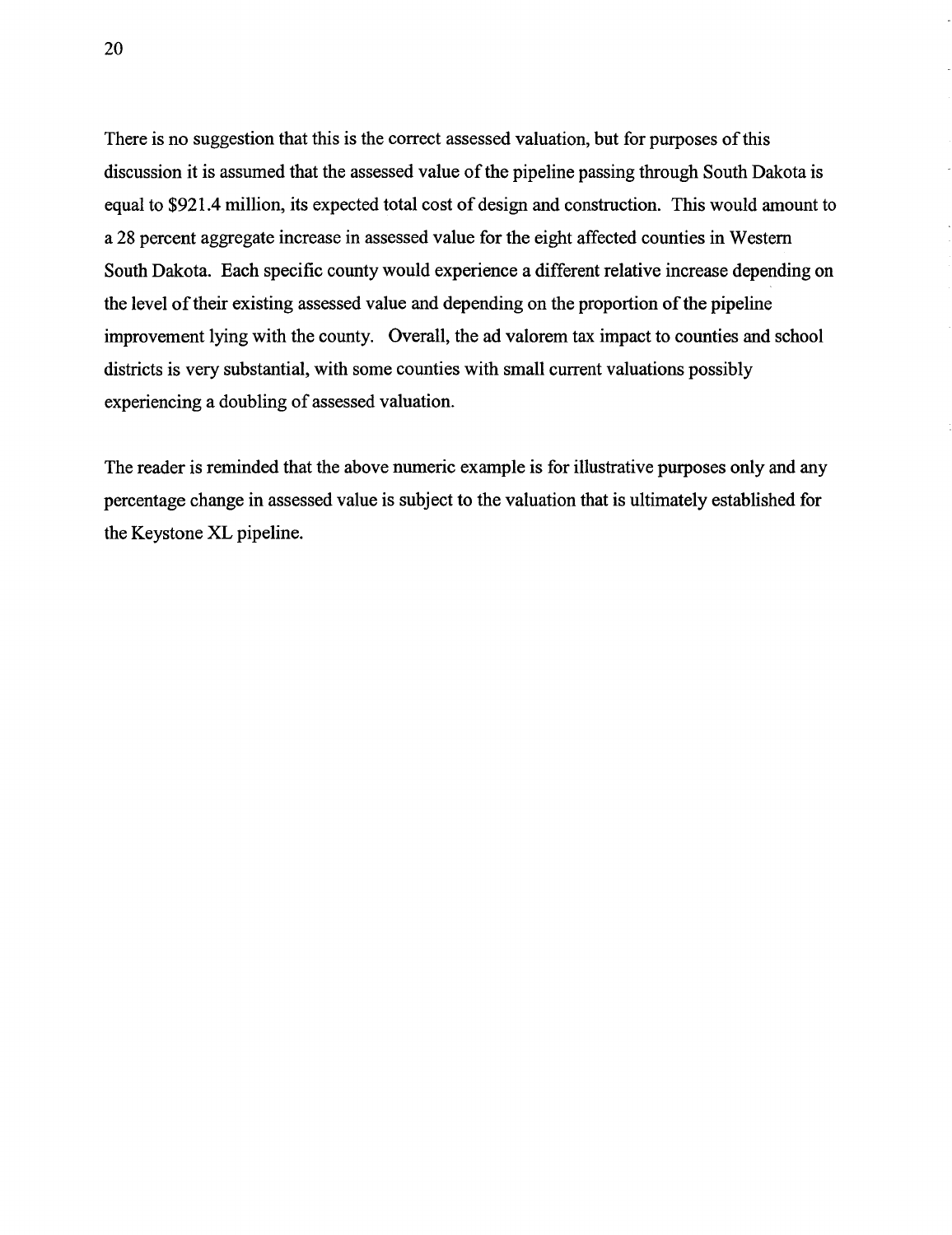There is no suggestion that this is the correct assessed valuation, but for purposes of this discussion it is assumed that the assessed value of the pipeline passing through South Dakota is equal to $921.4 million, its expected total cost of design and construction. This would amount to a 28 percent aggregate increase in assessed value for the eight affected counties in Western South Dakota. Each specific county would experience a different relative increase depending on the level of their existing assessed value and depending on the proportion of the pipeline improvement lying with the county. Overall, the ad valorem tax impact to counties and school districts is very substantial, with some counties with small current valuations possibly experiencing a doubling of assessed valuation.

The reader is reminded that the above numeric example is for illustrative purposes only and any percentage change in assessed value is subject to the valuation that is ultimately established for the Keystone XL pipeline.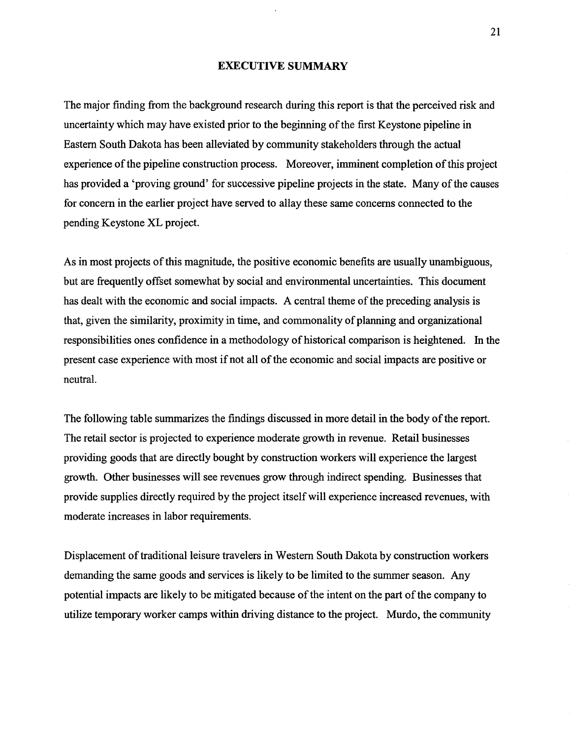# EXECUTIVE SUMMARY

The major finding from the background research during this report is that the perceived risk and uncertainty which may have existed prior to the beginning of the first Keystone pipeline in Eastern South Dakota has been alleviated by community stakeholders through the actual experience of the pipeline construction process. Moreover, imminent completion of this project has provided a 'proving ground' for successive pipeline projects in the state. Many of the causes for concern in the earlier project have served to allay these same concerns connected to the pending Keystone XL project.

As in most projects of this magnitude, the positive economic benefits are usually unambiguous, but are frequently offset somewhat by social and environmental uncertainties. This document has dealt with the economic and social impacts. A central theme of the preceding analysis is that, given the similarity, proximity in time, and commonality of planning and organizational responsibilities ones confidence in a methodology of historical comparison is heightened. In the present case experience with most if not all of the economic and social impacts are positive or neutral.

The following table summarizes the findings discussed in more detail in the body of the report. The retail sector is projected to experience moderate growth in revenue. Retail businesses providing goods that are directly bought by construction workers will experience the largest growth. Other businesses will see revenues grow through indirect spending. Businesses that provide supplies directly required by the project itself will experience increased revenues, with moderate increases in labor requirements.

Displacement of traditional leisure travelers in Western South Dakota by construction workers demanding the same goods and services is likely to be limited to the summer season. Any potential impacts are likely to be mitigated because of the intent on the part of the company to utilize temporary worker camps within driving distance to the project. Murdo, the community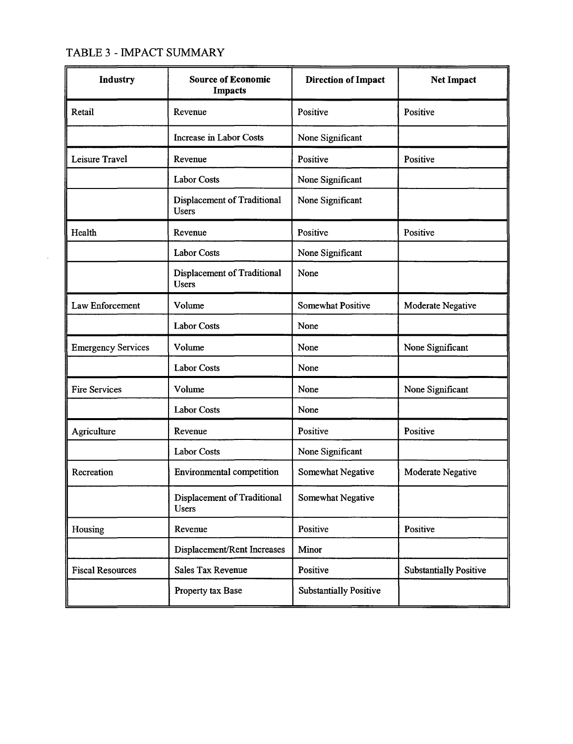TABLE 3 - IMPACT SUMMARY

| Industry | Source of Economic Impacts | Direction of Impact | Net Impact |
|---|---|---|---|
| Retail | Revenue | Positive | Positive |
| | Increase in Labor Costs | None Significant | |
| Leisure Travel | Revenue | Positive | Positive |
| | Labor Costs | None Significant | |
| | Displacement of Traditional Users | None Significant | |
| Health | Revenue | Positive | Positive |
| | Labor Costs | None Significant | |
| | Displacement of Traditional Users | None | |
| Law Enforcement | Volume | Somewhat Positive | Moderate Negative |
| | Labor Costs | None | |
| Emergency Services | Volume | None | None Significant |
| | Labor Costs | None | |
| Fire Services | Volume | None | None Significant |
| | Labor Costs | None | |
| Agriculture | Revenue | Positive | Positive |
| | Labor Costs | None Significant | |
| Recreation | Environmental competition | Somewhat Negative | Moderate Negative |
| | Displacement of Traditional Users | Somewhat Negative | |
| Housing | Revenue | Positive | Positive |
| | Displacement/Rent Increases | Minor | |
| Fiscal Resources | Sales Tax Revenue | Positive | Substantially Positive |
| | Property tax Base | Substantially Positive | |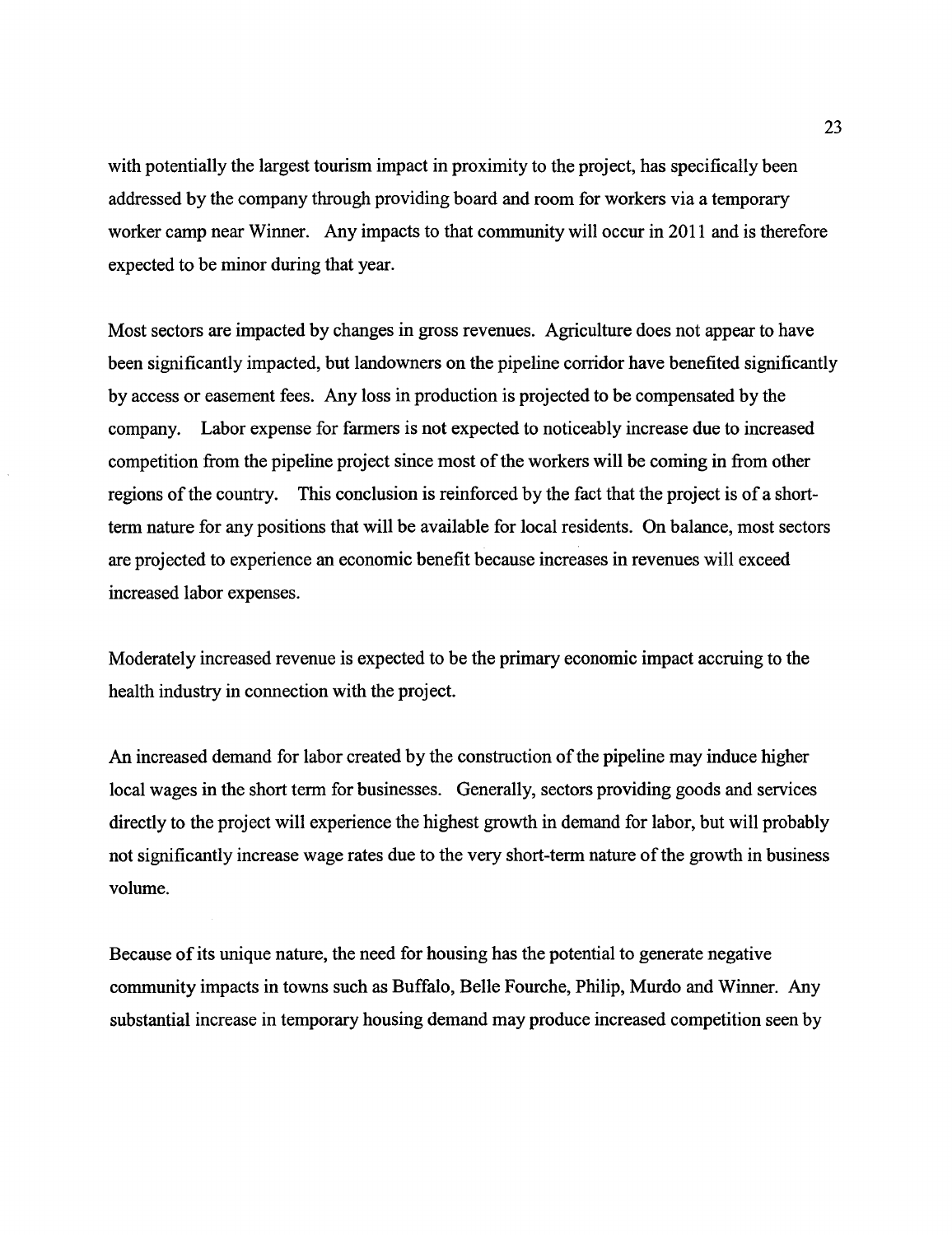with potentially the largest tourism impact in proximity to the project, has specifically been addressed by the company through providing board and room for workers via a temporary worker camp near Winner. Any impacts to that community will occur in 2011 and is therefore expected to be minor during that year.

Most sectors are impacted by changes in gross revenues. Agriculture does not appear to have been significantly impacted, but landowners on the pipeline corridor have benefited significantly by access or easement fees. Any loss in production is projected to be compensated by the company. Labor expense for farmers is not expected to noticeably increase due to increased competition from the pipeline project since most of the workers will be coming in from other regions of the country. This conclusion is reinforced by the fact that the project is of a short-term nature for any positions that will be available for local residents. On balance, most sectors are projected to experience an economic benefit because increases in revenues will exceed increased labor expenses.

Moderately increased revenue is expected to be the primary economic impact accruing to the health industry in connection with the project.

An increased demand for labor created by the construction of the pipeline may induce higher local wages in the short term for businesses. Generally, sectors providing goods and services directly to the project will experience the highest growth in demand for labor, but will probably not significantly increase wage rates due to the very short-term nature of the growth in business volume.

Because of its unique nature, the need for housing has the potential to generate negative community impacts in towns such as Buffalo, Belle Fourche, Philip, Murdo and Winner. Any substantial increase in temporary housing demand may produce increased competition seen by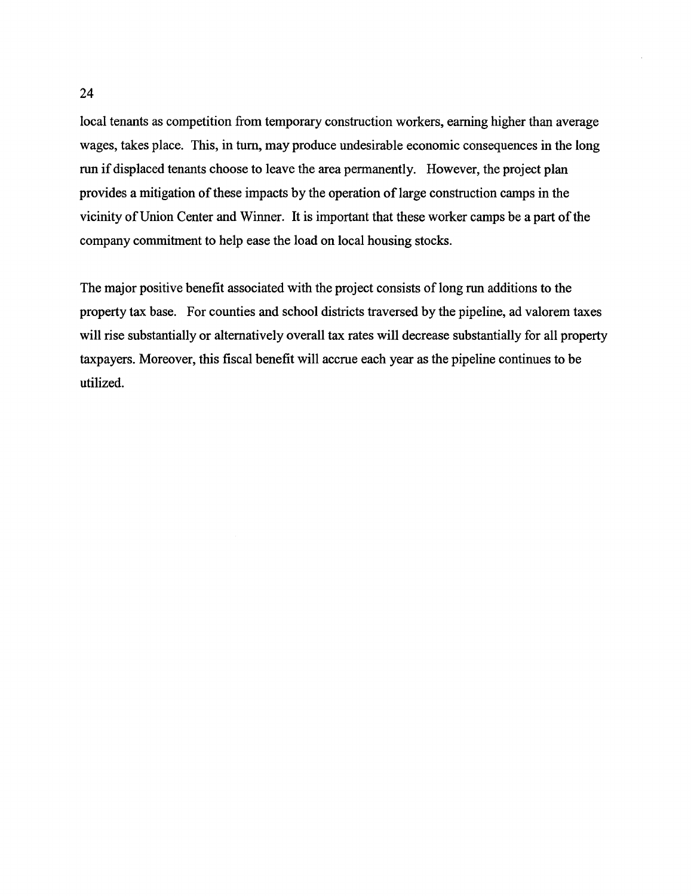local tenants as competition from temporary construction workers, earning higher than average wages, takes place. This, in turn, may produce undesirable economic consequences in the long run if displaced tenants choose to leave the area permanently. However, the project plan provides a mitigation of these impacts by the operation of large construction camps in the vicinity of Union Center and Winner. It is important that these worker camps be a part of the company commitment to help ease the load on local housing stocks.

The major positive benefit associated with the project consists of long run additions to the property tax base. For counties and school districts traversed by the pipeline, ad valorem taxes will rise substantially or alternatively overall tax rates will decrease substantially for all property taxpayers. Moreover, this fiscal benefit will accrue each year as the pipeline continues to be utilized.